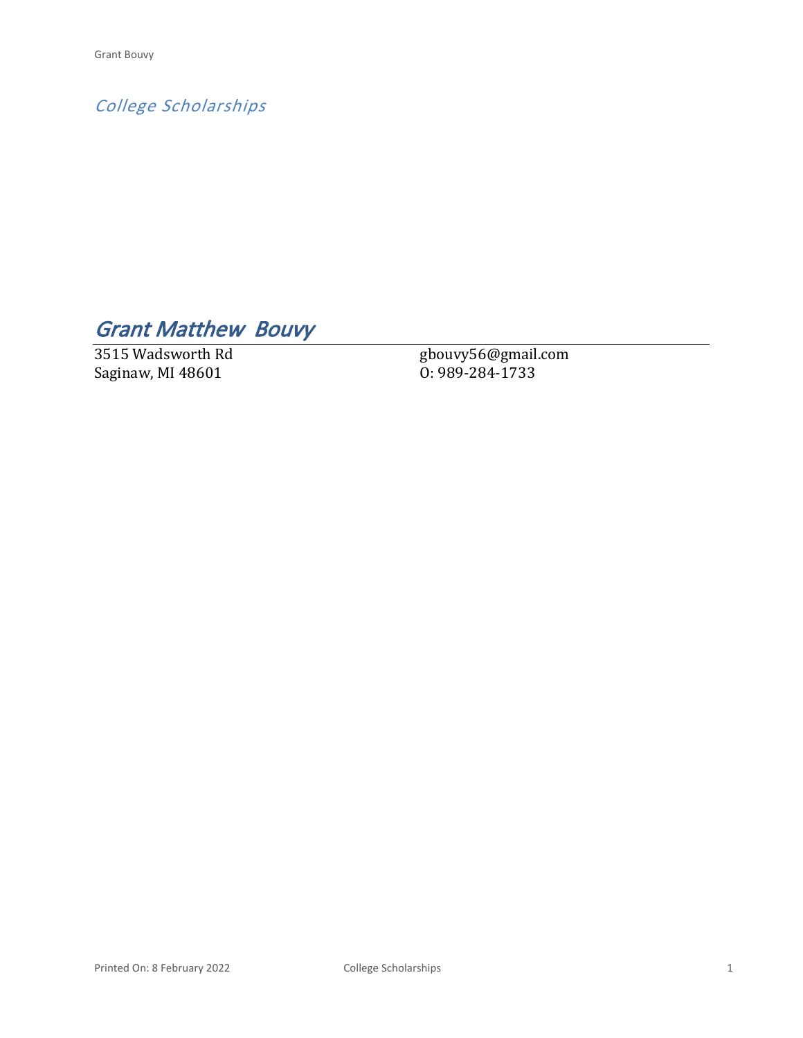*College Scholarships*

# *Grant Matthew Bouvy*

3515 Wadsworth Rd
Saginaw, MI 48601

gbouvy56@gmail.com
O: 989-284-1733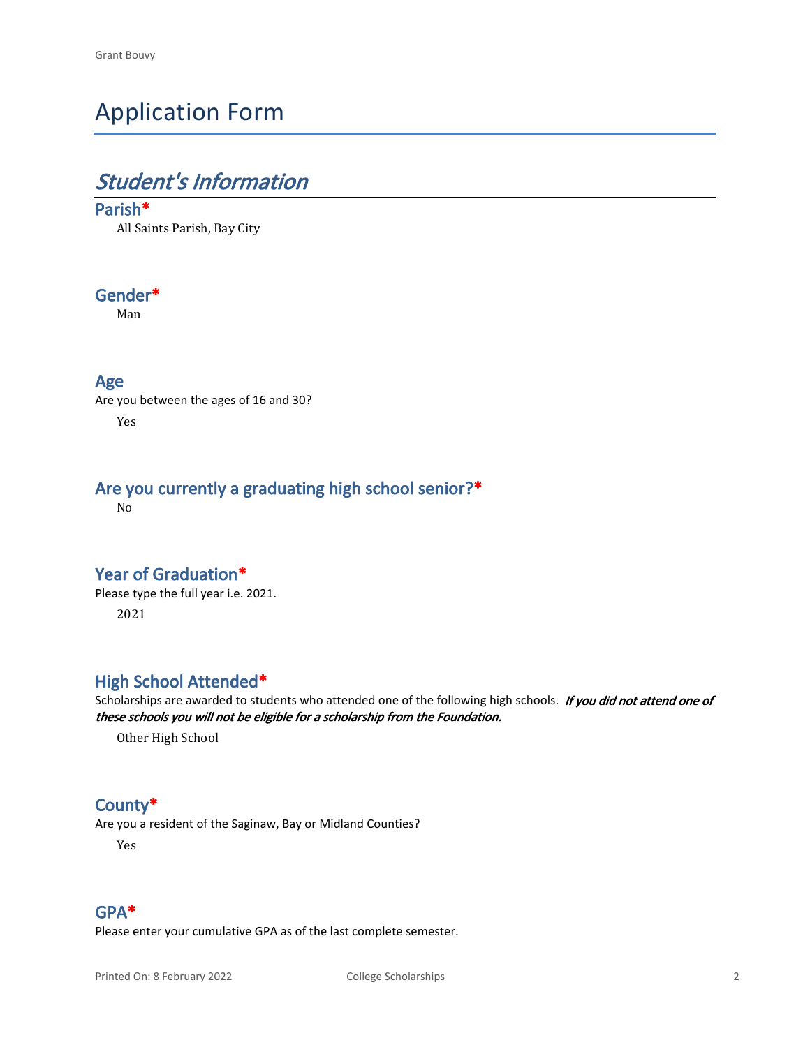# Application Form

## *Student's Information*

### Parish*

All Saints Parish, Bay City

### Gender*

Man

### Age

Are you between the ages of 16 and 30?

Yes

### Are you currently a graduating high school senior?*

No

### Year of Graduation*

Please type the full year i.e. 2021.

2021

### High School Attended*

Scholarships are awarded to students who attended one of the following high schools. ***If you did not attend one of these schools you will not be eligible for a scholarship from the Foundation.***

Other High School

### County*

Are you a resident of the Saginaw, Bay or Midland Counties?

Yes

### GPA*

Please enter your cumulative GPA as of the last complete semester.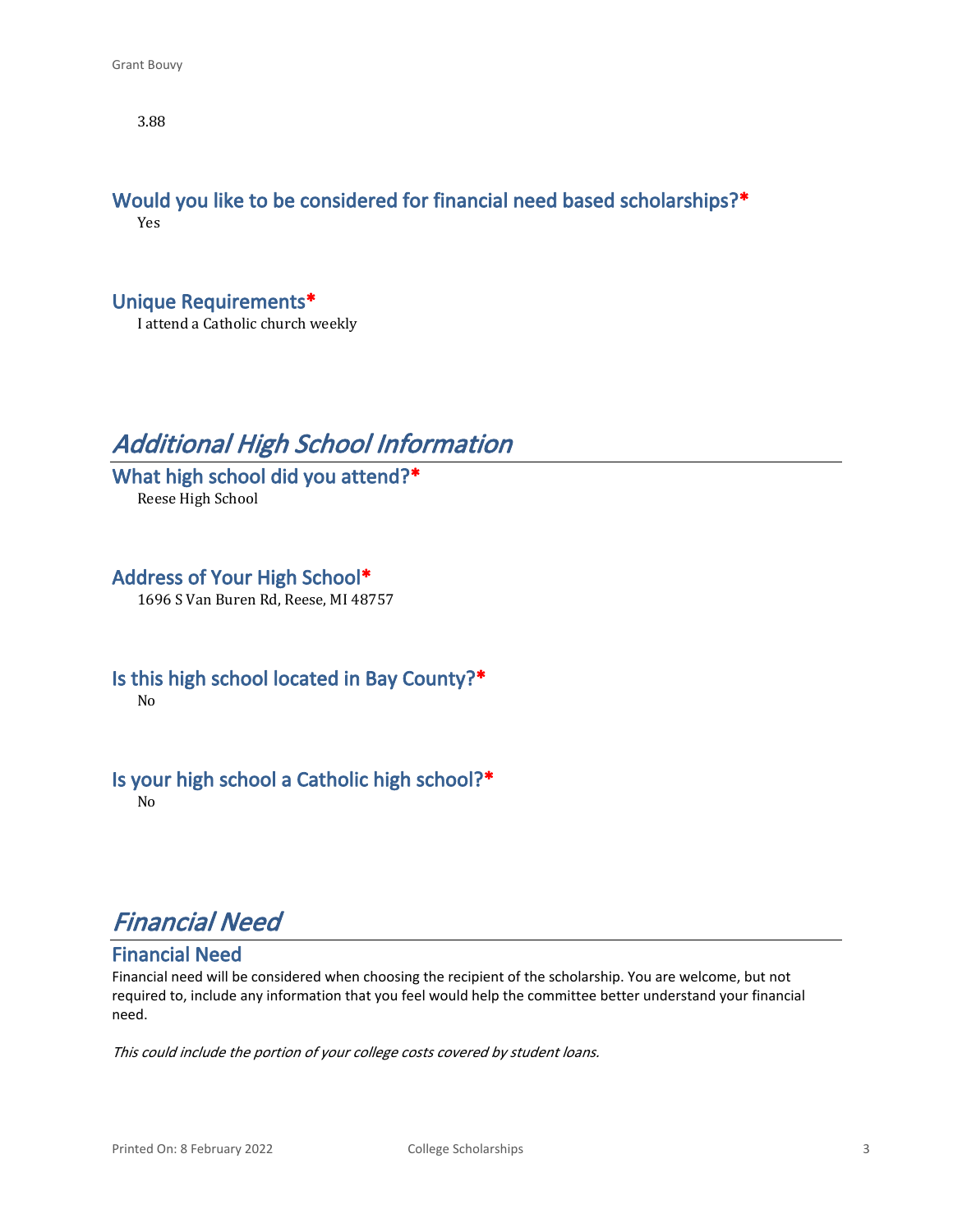3.88

### Would you like to be considered for financial need based scholarships?*

Yes

### Unique Requirements*

I attend a Catholic church weekly

## *Additional High School Information*

### What high school did you attend?*

Reese High School

### Address of Your High School*

1696 S Van Buren Rd, Reese, MI 48757

### Is this high school located in Bay County?*

No

### Is your high school a Catholic high school?*

No

## *Financial Need*

### Financial Need

Financial need will be considered when choosing the recipient of the scholarship. You are welcome, but not required to, include any information that you feel would help the committee better understand your financial need.

*This could include the portion of your college costs covered by student loans.*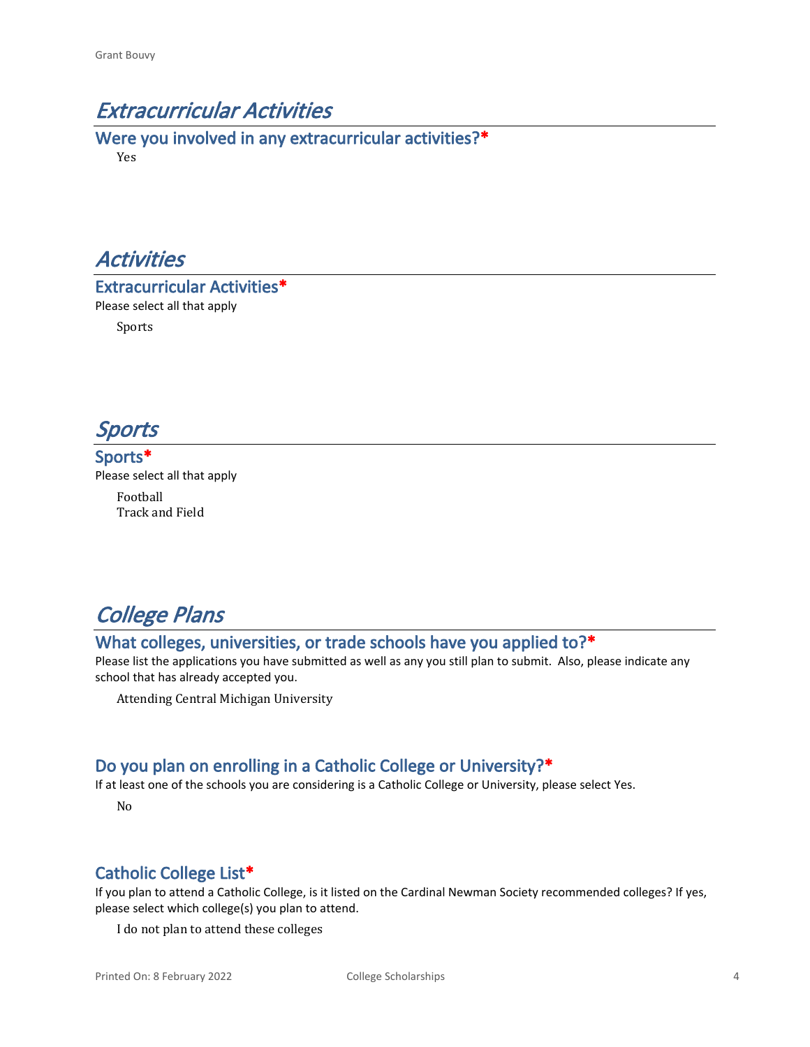# *Extracurricular Activities*

## Were you involved in any extracurricular activities?*

Yes

# *Activities*

## Extracurricular Activities*

Please select all that apply

Sports

# *Sports*

## Sports*

Please select all that apply

Football
Track and Field

# *College Plans*

## What colleges, universities, or trade schools have you applied to?*

Please list the applications you have submitted as well as any you still plan to submit. Also, please indicate any school that has already accepted you.

Attending Central Michigan University

## Do you plan on enrolling in a Catholic College or University?*

If at least one of the schools you are considering is a Catholic College or University, please select Yes.

No

## Catholic College List*

If you plan to attend a Catholic College, is it listed on the Cardinal Newman Society recommended colleges? If yes, please select which college(s) you plan to attend.

I do not plan to attend these colleges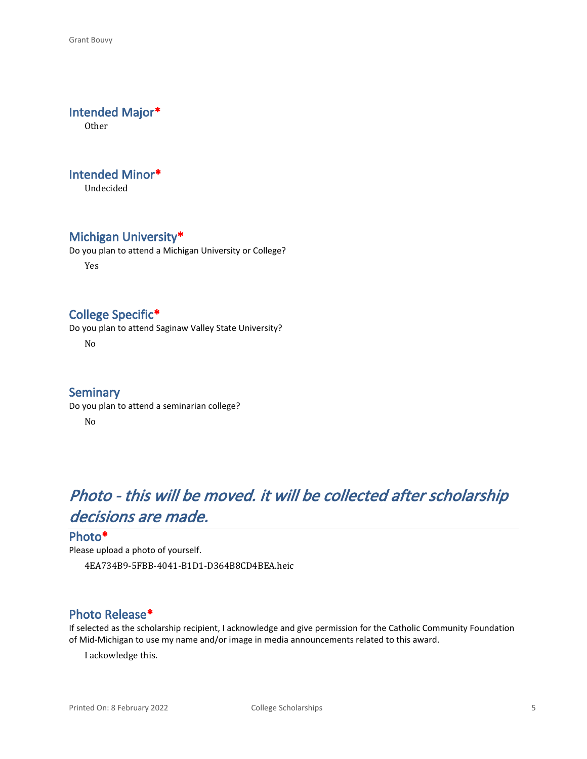## Intended Major*

Other

## Intended Minor*

Undecided

## Michigan University*

Do you plan to attend a Michigan University or College?

Yes

## College Specific*

Do you plan to attend Saginaw Valley State University?

No

## Seminary

Do you plan to attend a seminarian college?

No

# *Photo - this will be moved. it will be collected after scholarship decisions are made.*

## Photo*

Please upload a photo of yourself.

4EA734B9-5FBB-4041-B1D1-D364B8CD4BEA.heic

## Photo Release*

If selected as the scholarship recipient, I acknowledge and give permission for the Catholic Community Foundation of Mid-Michigan to use my name and/or image in media announcements related to this award.

I ackowledge this.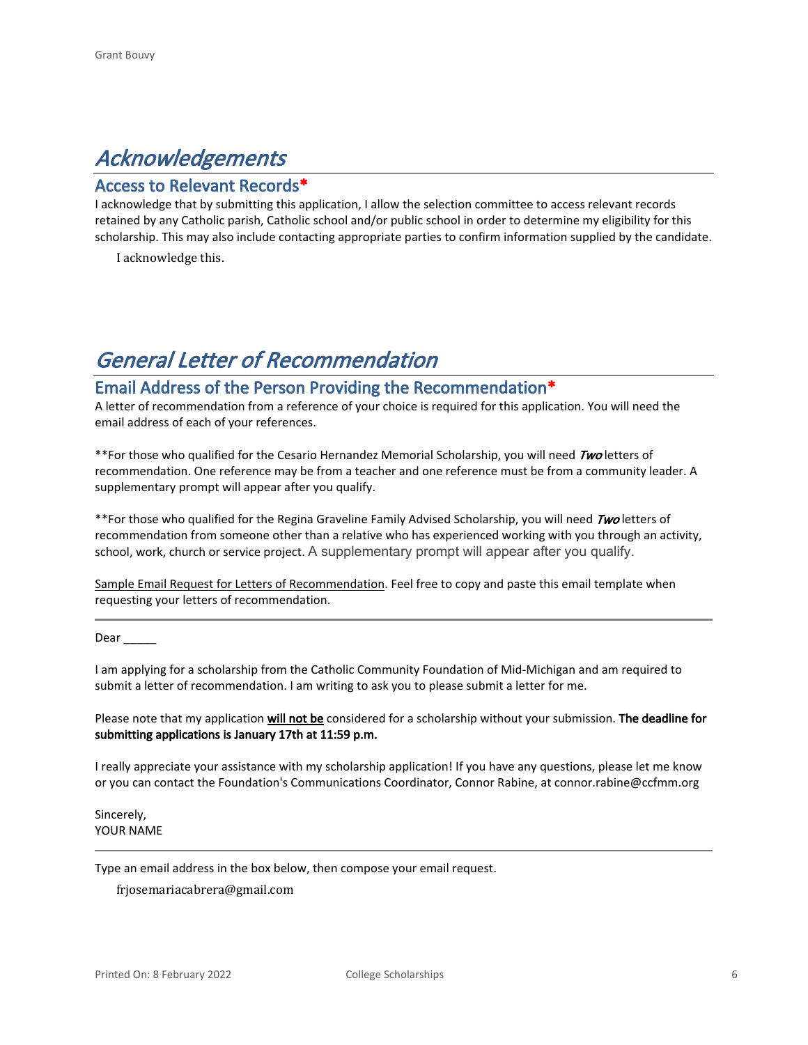# *Acknowledgements*

## Access to Relevant Records*

I acknowledge that by submitting this application, I allow the selection committee to access relevant records retained by any Catholic parish, Catholic school and/or public school in order to determine my eligibility for this scholarship. This may also include contacting appropriate parties to confirm information supplied by the candidate.

I acknowledge this.

# *General Letter of Recommendation*

## Email Address of the Person Providing the Recommendation*

A letter of recommendation from a reference of your choice is required for this application. You will need the email address of each of your references.

**For those who qualified for the Cesario Hernandez Memorial Scholarship, you will need ***Two*** letters of recommendation. One reference may be from a teacher and one reference must be from a community leader. A supplementary prompt will appear after you qualify.

**For those who qualified for the Regina Graveline Family Advised Scholarship, you will need ***Two*** letters of recommendation from someone other than a relative who has experienced working with you through an activity, school, work, church or service project. A supplementary prompt will appear after you qualify.

Sample Email Request for Letters of Recommendation. Feel free to copy and paste this email template when requesting your letters of recommendation.

---

Dear _____

I am applying for a scholarship from the Catholic Community Foundation of Mid-Michigan and am required to submit a letter of recommendation. I am writing to ask you to please submit a letter for me.

Please note that my application **will not be** considered for a scholarship without your submission. **The deadline for submitting applications is January 17th at 11:59 p.m.**

I really appreciate your assistance with my scholarship application! If you have any questions, please let me know or you can contact the Foundation's Communications Coordinator, Connor Rabine, at connor.rabine@ccfmm.org

Sincerely,
YOUR NAME

---

Type an email address in the box below, then compose your email request.

frjosemariacabrera@gmail.com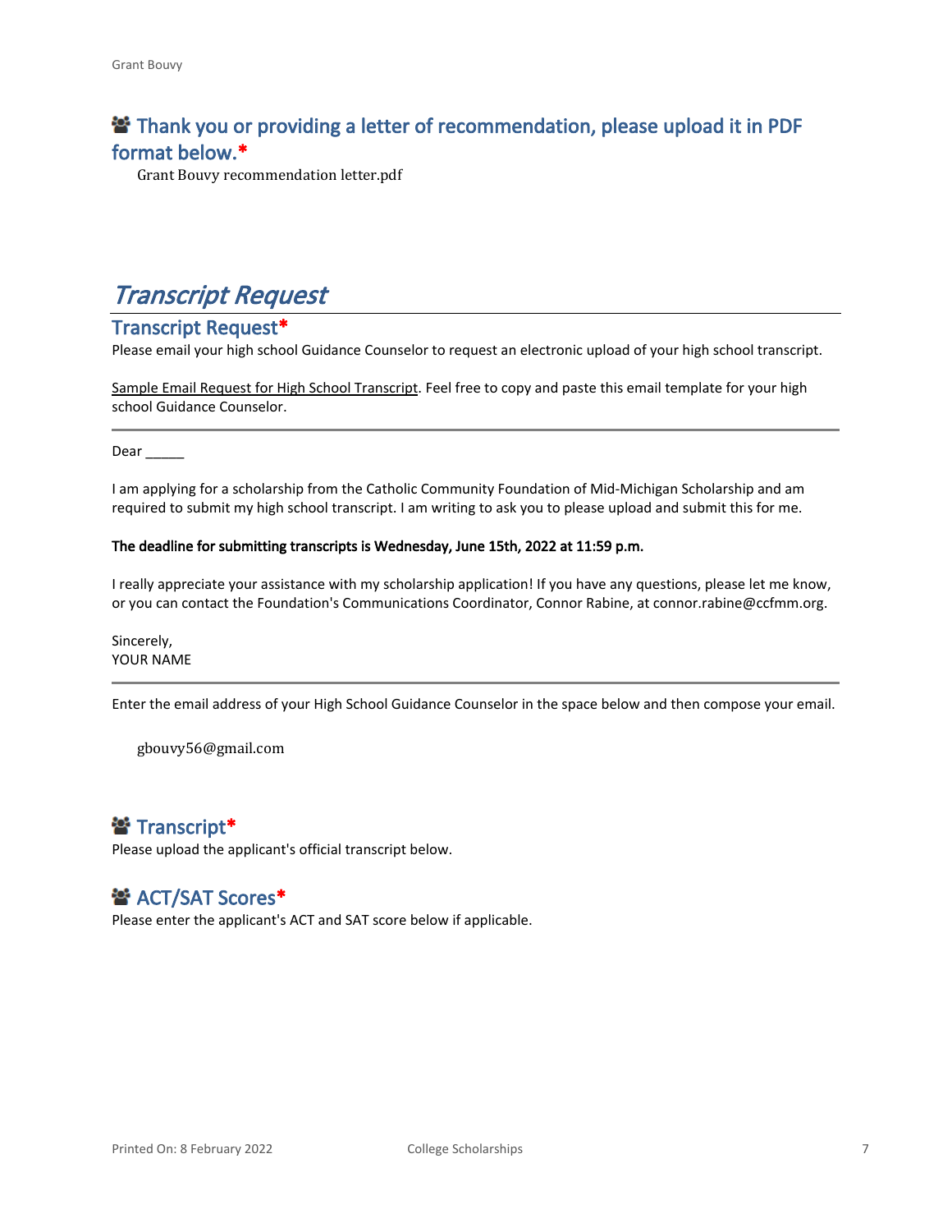## 👥 Thank you or providing a letter of recommendation, please upload it in PDF format below.*

Grant Bouvy recommendation letter.pdf

# *Transcript Request*

## Transcript Request*

Please email your high school Guidance Counselor to request an electronic upload of your high school transcript.

Sample Email Request for High School Transcript. Feel free to copy and paste this email template for your high school Guidance Counselor.

---

Dear _____

I am applying for a scholarship from the Catholic Community Foundation of Mid-Michigan Scholarship and am required to submit my high school transcript. I am writing to ask you to please upload and submit this for me.

**The deadline for submitting transcripts is Wednesday, June 15th, 2022 at 11:59 p.m.**

I really appreciate your assistance with my scholarship application! If you have any questions, please let me know, or you can contact the Foundation's Communications Coordinator, Connor Rabine, at connor.rabine@ccfmm.org.

Sincerely,
YOUR NAME

---

Enter the email address of your High School Guidance Counselor in the space below and then compose your email.

gbouvy56@gmail.com

## 👥 Transcript*

Please upload the applicant's official transcript below.

## 👥 ACT/SAT Scores*

Please enter the applicant's ACT and SAT score below if applicable.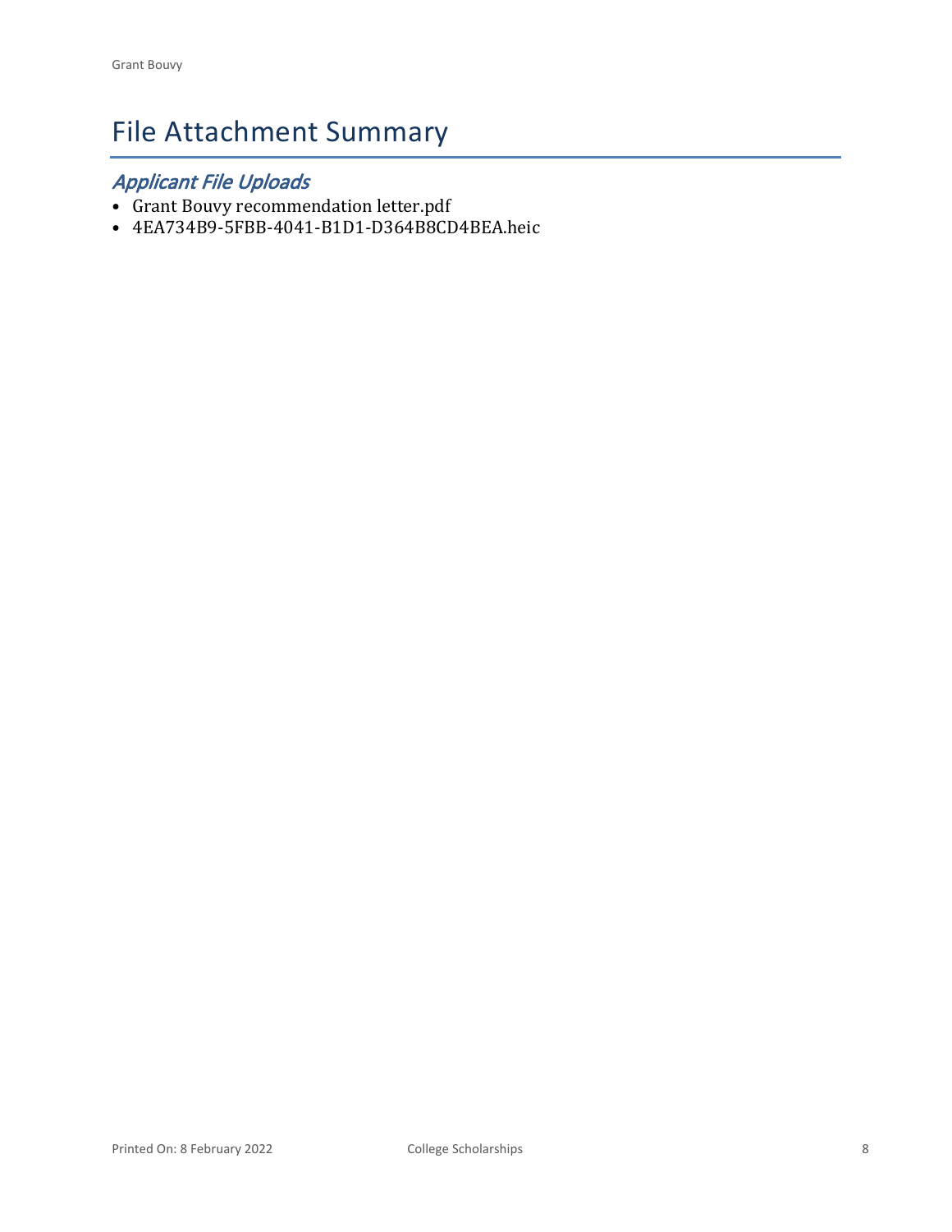# File Attachment Summary

## *Applicant File Uploads*

- Grant Bouvy recommendation letter.pdf
- 4EA734B9-5FBB-4041-B1D1-D364B8CD4BEA.heic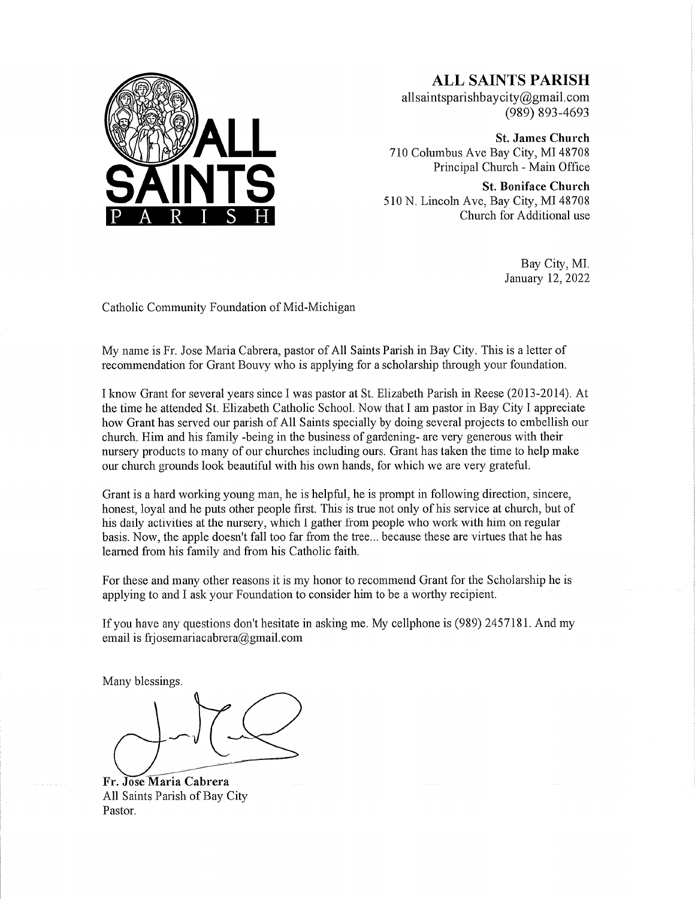**ALL SAINTS PARISH**
allsaintsparishbaycity@gmail.com
(989) 893-4693

**St. James Church**
710 Columbus Ave Bay City, MI 48708
Principal Church - Main Office

**St. Boniface Church**
510 N. Lincoln Ave, Bay City, MI 48708
Church for Additional use

Bay City, MI.
January 12, 2022

Catholic Community Foundation of Mid-Michigan

My name is Fr. Jose Maria Cabrera, pastor of All Saints Parish in Bay City. This is a letter of recommendation for Grant Bouvy who is applying for a scholarship through your foundation.

I know Grant for several years since I was pastor at St. Elizabeth Parish in Reese (2013-2014). At the time he attended St. Elizabeth Catholic School. Now that I am pastor in Bay City I appreciate how Grant has served our parish of All Saints specially by doing several projects to embellish our church. Him and his family -being in the business of gardening- are very generous with their nursery products to many of our churches including ours. Grant has taken the time to help make our church grounds look beautiful with his own hands, for which we are very grateful.

Grant is a hard working young man, he is helpful, he is prompt in following direction, sincere, honest, loyal and he puts other people first. This is true not only of his service at church, but of his daily activities at the nursery, which I gather from people who work with him on regular basis. Now, the apple doesn't fall too far from the tree... because these are virtues that he has learned from his family and from his Catholic faith.

For these and many other reasons it is my honor to recommend Grant for the Scholarship he is applying to and I ask your Foundation to consider him to be a worthy recipient.

If you have any questions don't hesitate in asking me. My cellphone is (989) 2457181. And my email is frjosemariacabrera@gmail.com

Many blessings.

**Fr. Jose Maria Cabrera**
All Saints Parish of Bay City
Pastor.